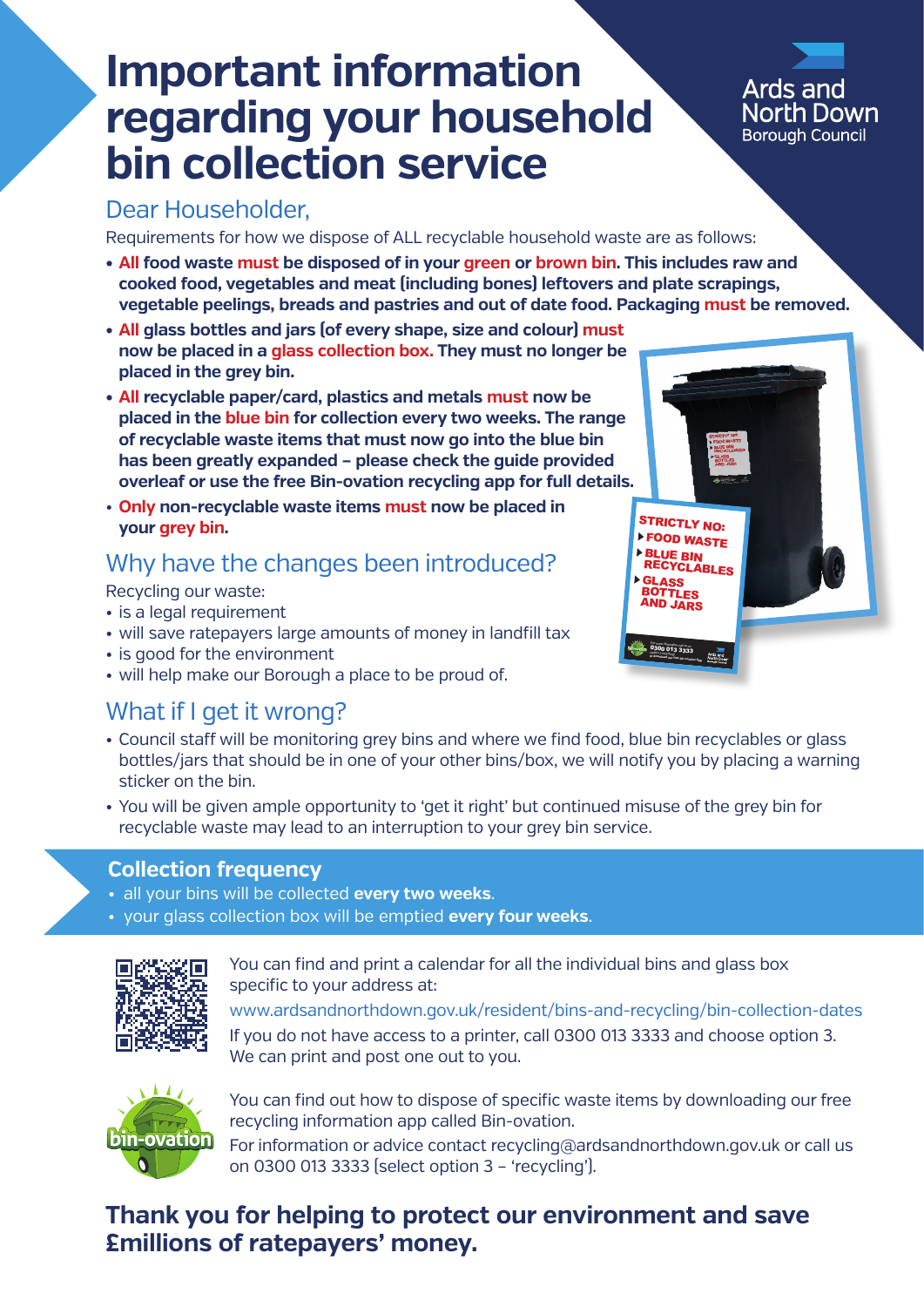# Important information regarding your household bin collection service

Ards and North Down Borough Council

## Dear Householder,

Requirements for how we dispose of ALL recyclable household waste are as follows:

- **All food waste must be disposed of in your green or brown bin. This includes raw and cooked food, vegetables and meat (including bones) leftovers and plate scrapings, vegetable peelings, breads and pastries and out of date food. Packaging must be removed.**
- **All glass bottles and jars (of every shape, size and colour) must now be placed in a glass collection box. They must no longer be placed in the grey bin.**
- **All recyclable paper/card, plastics and metals must now be placed in the blue bin for collection every two weeks. The range of recyclable waste items that must now go into the blue bin has been greatly expanded – please check the guide provided overleaf or use the free Bin-ovation recycling app for full details.**
- **Only non-recyclable waste items must now be placed in your grey bin.**

## Why have the changes been introduced?

Recycling our waste:

- is a legal requirement
- will save ratepayers large amounts of money in landfill tax
- is good for the environment
- will help make our Borough a place to be proud of.

## What if I get it wrong?

- Council staff will be monitoring grey bins and where we find food, blue bin recyclables or glass bottles/jars that should be in one of your other bins/box, we will notify you by placing a warning sticker on the bin.
- You will be given ample opportunity to 'get it right' but continued misuse of the grey bin for recyclable waste may lead to an interruption to your grey bin service.

### Collection frequency

- all your bins will be collected **every two weeks**.
- your glass collection box will be emptied **every four weeks**.

You can find and print a calendar for all the individual bins and glass box specific to your address at:
www.ardsandnorthdown.gov.uk/resident/bins-and-recycling/bin-collection-dates
If you do not have access to a printer, call 0300 013 3333 and choose option 3. We can print and post one out to you.

You can find out how to dispose of specific waste items by downloading our free recycling information app called Bin-ovation.
For information or advice contact recycling@ardsandnorthdown.gov.uk or call us on 0300 013 3333 (select option 3 – 'recycling').

**Thank you for helping to protect our environment and save £millions of ratepayers' money.**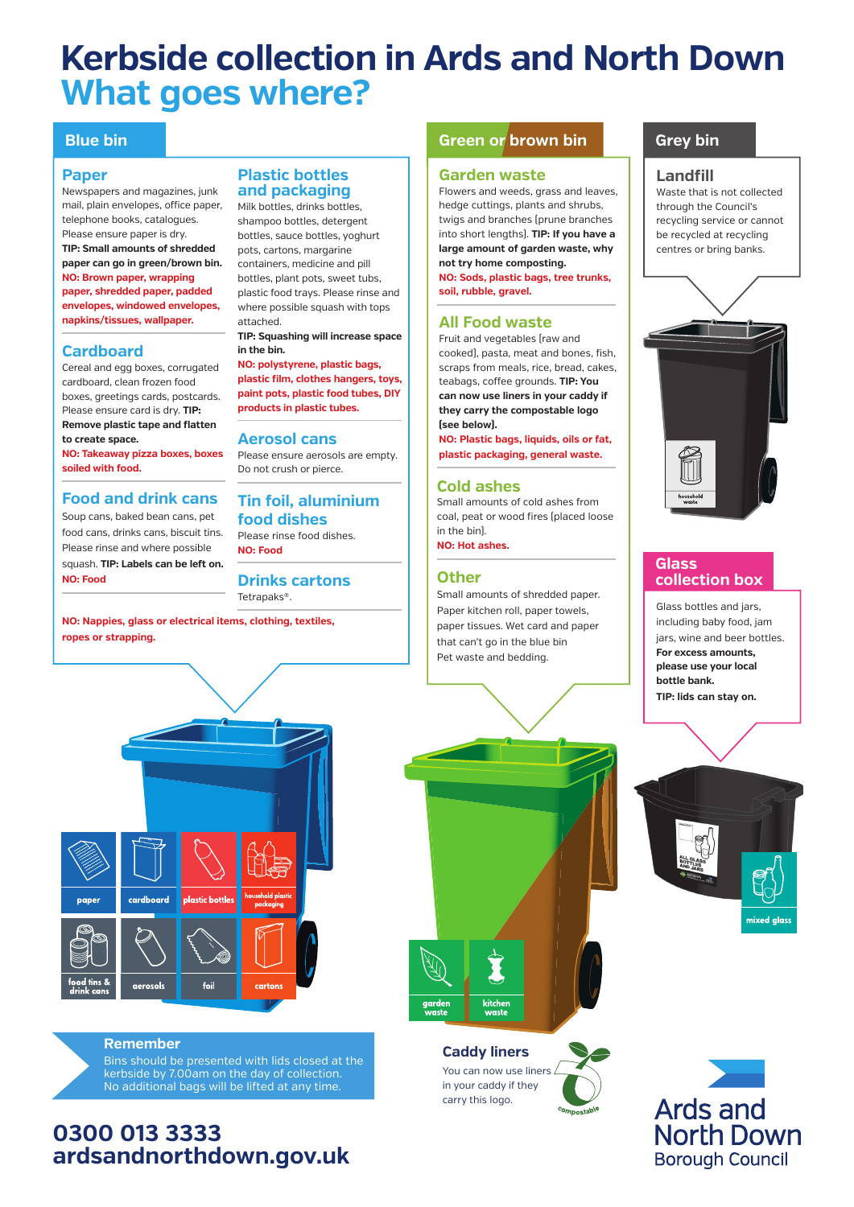# Kerbside collection in Ards and North Down

## What goes where?

## Blue bin

### Paper

Newspapers and magazines, junk mail, plain envelopes, office paper, telephone books, catalogues. Please ensure paper is dry.
**TIP: Small amounts of shredded paper can go in green/brown bin.**
**NO: Brown paper, wrapping paper, shredded paper, padded envelopes, windowed envelopes, napkins/tissues, wallpaper.**

### Cardboard

Cereal and egg boxes, corrugated cardboard, clean frozen food boxes, greetings cards, postcards. Please ensure card is dry. **TIP: Remove plastic tape and flatten to create space.**
**NO: Takeaway pizza boxes, boxes soiled with food.**

### Food and drink cans

Soup cans, baked bean cans, pet food cans, drinks cans, biscuit tins. Please rinse and where possible squash. **TIP: Labels can be left on.**
**NO: Food**

### Plastic bottles and packaging

Milk bottles, drinks bottles, shampoo bottles, detergent bottles, sauce bottles, yoghurt pots, cartons, margarine containers, medicine and pill bottles, plant pots, sweet tubs, plastic food trays. Please rinse and where possible squash with tops attached.
**TIP: Squashing will increase space in the bin.**
**NO: polystyrene, plastic bags, plastic film, clothes hangers, toys, paint pots, plastic food tubes, DIY products in plastic tubes.**

### Aerosol cans

Please ensure aerosols are empty. Do not crush or pierce.

### Tin foil, aluminium food dishes

Please rinse food dishes.
**NO: Food**

### Drinks cartons

Tetrapaks®.

**NO: Nappies, glass or electrical items, clothing, textiles, ropes or strapping.**

paper
cardboard
plastic bottles
household plastic packaging
food tins & drink cans
aerosols
foil
cartons

## Green or brown bin

### Garden waste

Flowers and weeds, grass and leaves, hedge cuttings, plants and shrubs, twigs and branches (prune branches into short lengths). **TIP: If you have a large amount of garden waste, why not try home composting.**
**NO: Sods, plastic bags, tree trunks, soil, rubble, gravel.**

### All Food waste

Fruit and vegetables (raw and cooked), pasta, meat and bones, fish, scraps from meals, rice, bread, cakes, teabags, coffee grounds. **TIP: You can now use liners in your caddy if they carry the compostable logo (see below).**
**NO: Plastic bags, liquids, oils or fat, plastic packaging, general waste.**

### Cold ashes

Small amounts of cold ashes from coal, peat or wood fires (placed loose in the bin).
**NO: Hot ashes.**

### Other

Small amounts of shredded paper.
Paper kitchen roll, paper towels, paper tissues. Wet card and paper that can't go in the blue bin
Pet waste and bedding.

garden waste
kitchen waste

### Caddy liners

You can now use liners in your caddy if they carry this logo.

compostable

## Grey bin

### Landfill

Waste that is not collected through the Council's recycling service or cannot be recycled at recycling centres or bring banks.

household waste

## Glass collection box

Glass bottles and jars, including baby food, jam jars, wine and beer bottles.
**For excess amounts, please use your local bottle bank.**
**TIP: lids can stay on.**

mixed glass

### Remember

Bins should be presented with lids closed at the kerbside by 7.00am on the day of collection.
No additional bags will be lifted at any time.

**0300 013 3333**
**ardsandnorthdown.gov.uk**

Ards and North Down Borough Council